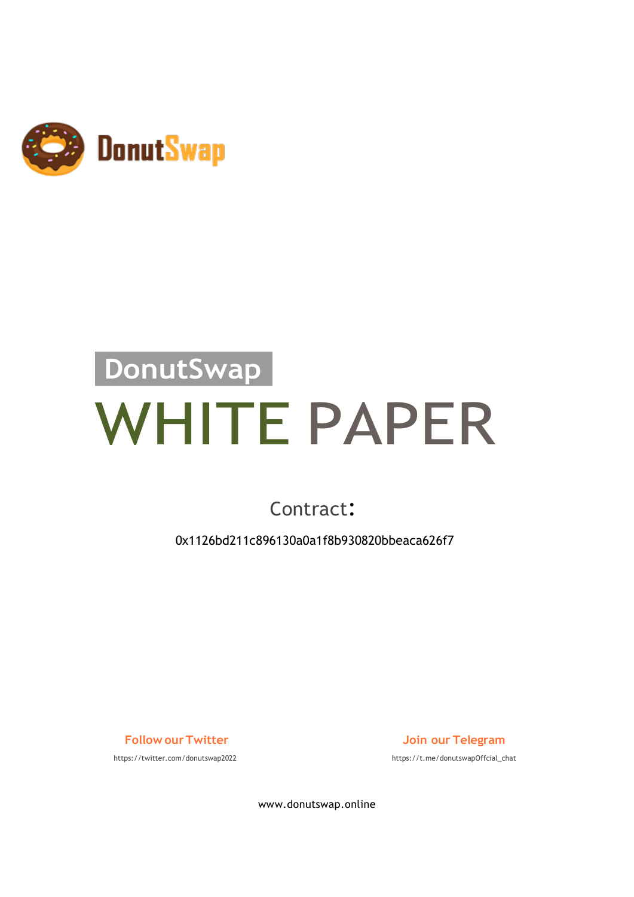DonutSwap

# DonutSwap

# WHITE PAPER

Contract:

0x1126bd211c896130a0a1f8b930820bbeaca626f7

**Follow our Twitter**

https://twitter.com/donutswap2022

**Join our Telegram**

https://t.me/donutswapOffcial_chat

www.donutswap.online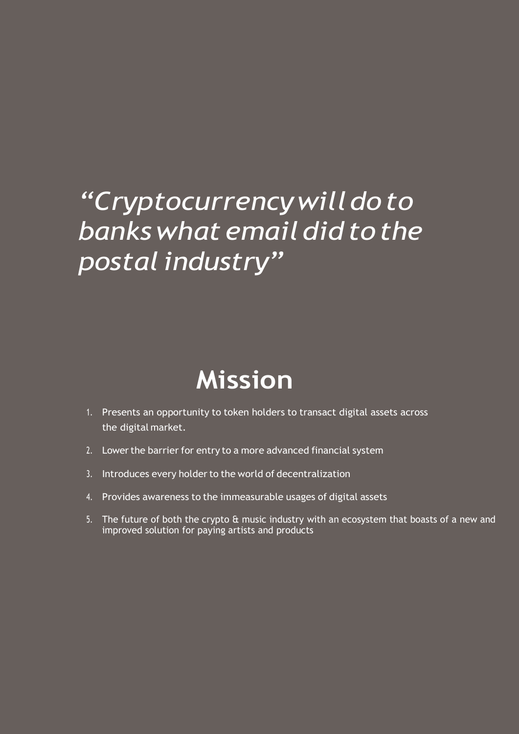*“Cryptocurrency will do to banks what email did to the postal industry”*

# Mission

1. Presents an opportunity to token holders to transact digital assets across the digital market.
2. Lower the barrier for entry to a more advanced financial system
3. Introduces every holder to the world of decentralization
4. Provides awareness to the immeasurable usages of digital assets
5. The future of both the crypto & music industry with an ecosystem that boasts of a new and improved solution for paying artists and products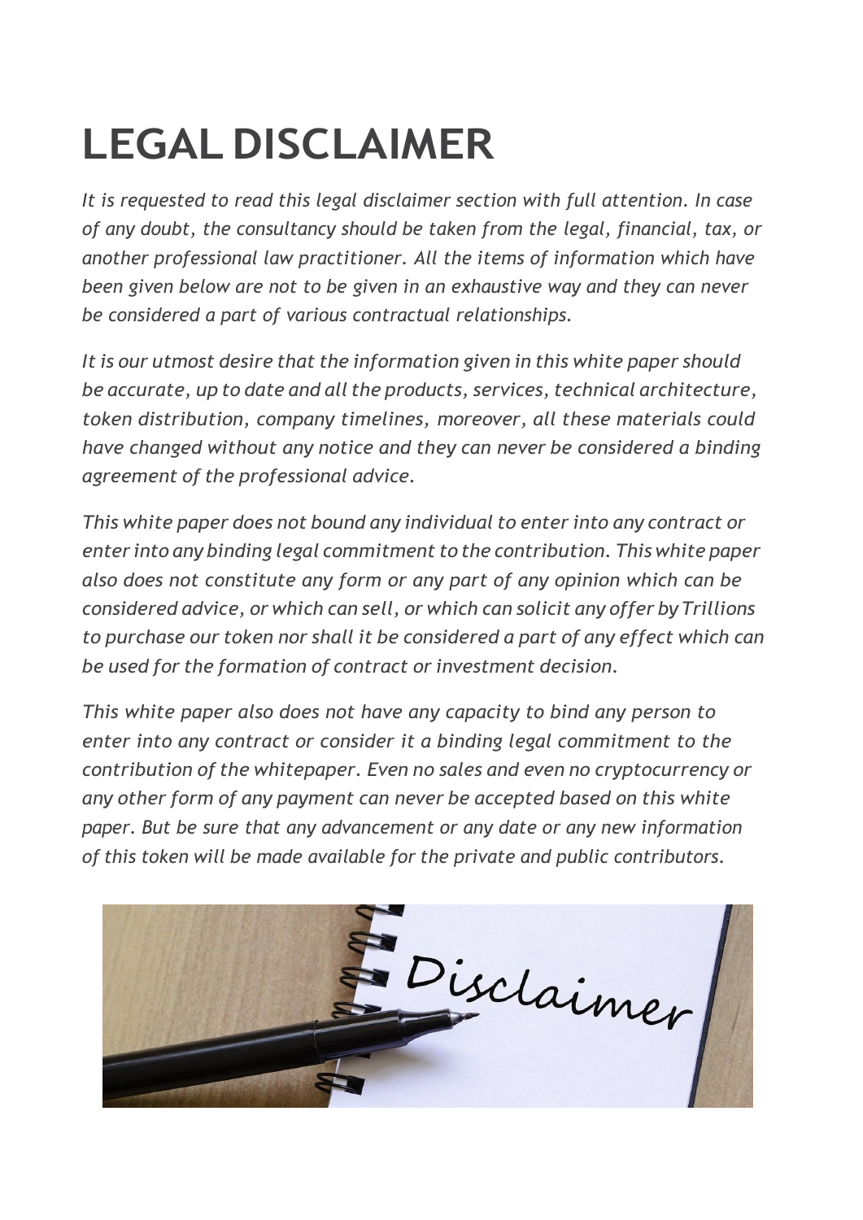# LEGAL DISCLAIMER

*It is requested to read this legal disclaimer section with full attention. In case of any doubt, the consultancy should be taken from the legal, financial, tax, or another professional law practitioner. All the items of information which have been given below are not to be given in an exhaustive way and they can never be considered a part of various contractual relationships.*

*It is our utmost desire that the information given in this white paper should be accurate, up to date and all the products, services, technical architecture, token distribution, company timelines, moreover, all these materials could have changed without any notice and they can never be considered a binding agreement of the professional advice.*

*This white paper does not bound any individual to enter into any contract or enter into any binding legal commitment to the contribution. This white paper also does not constitute any form or any part of any opinion which can be considered advice, or which can sell, or which can solicit any offer by Trillions to purchase our token nor shall it be considered a part of any effect which can be used for the formation of contract or investment decision.*

*This white paper also does not have any capacity to bind any person to enter into any contract or consider it a binding legal commitment to the contribution of the whitepaper. Even no sales and even no cryptocurrency or any other form of any payment can never be accepted based on this white paper. But be sure that any advancement or any date or any new information of this token will be made available for the private and public contributors.*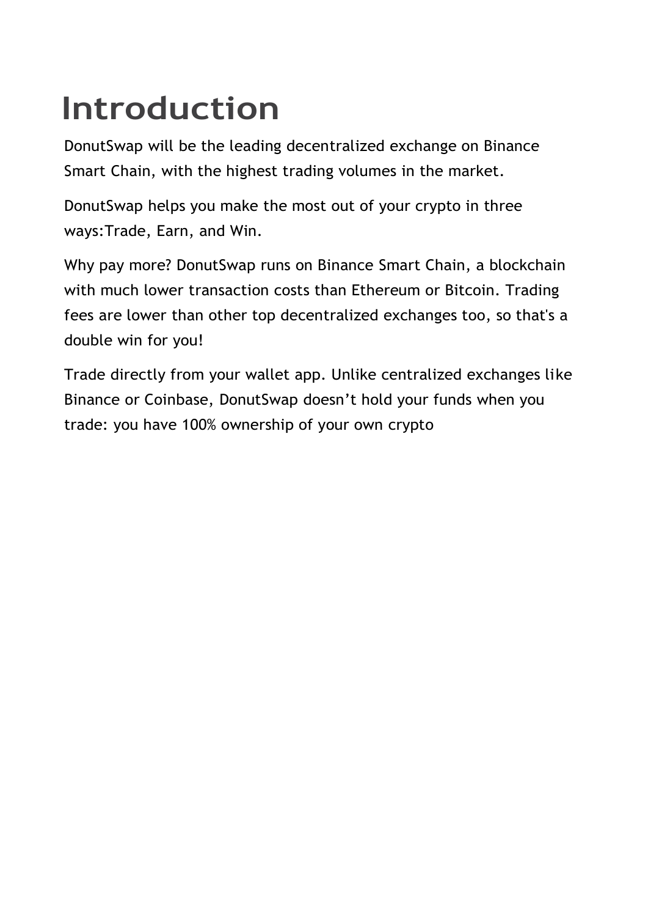# Introduction

DonutSwap will be the leading decentralized exchange on Binance Smart Chain, with the highest trading volumes in the market.

DonutSwap helps you make the most out of your crypto in three ways:Trade, Earn, and Win.

Why pay more? DonutSwap runs on Binance Smart Chain, a blockchain with much lower transaction costs than Ethereum or Bitcoin. Trading fees are lower than other top decentralized exchanges too, so that's a double win for you!

Trade directly from your wallet app. Unlike centralized exchanges like Binance or Coinbase, DonutSwap doesn’t hold your funds when you trade: you have 100% ownership of your own crypto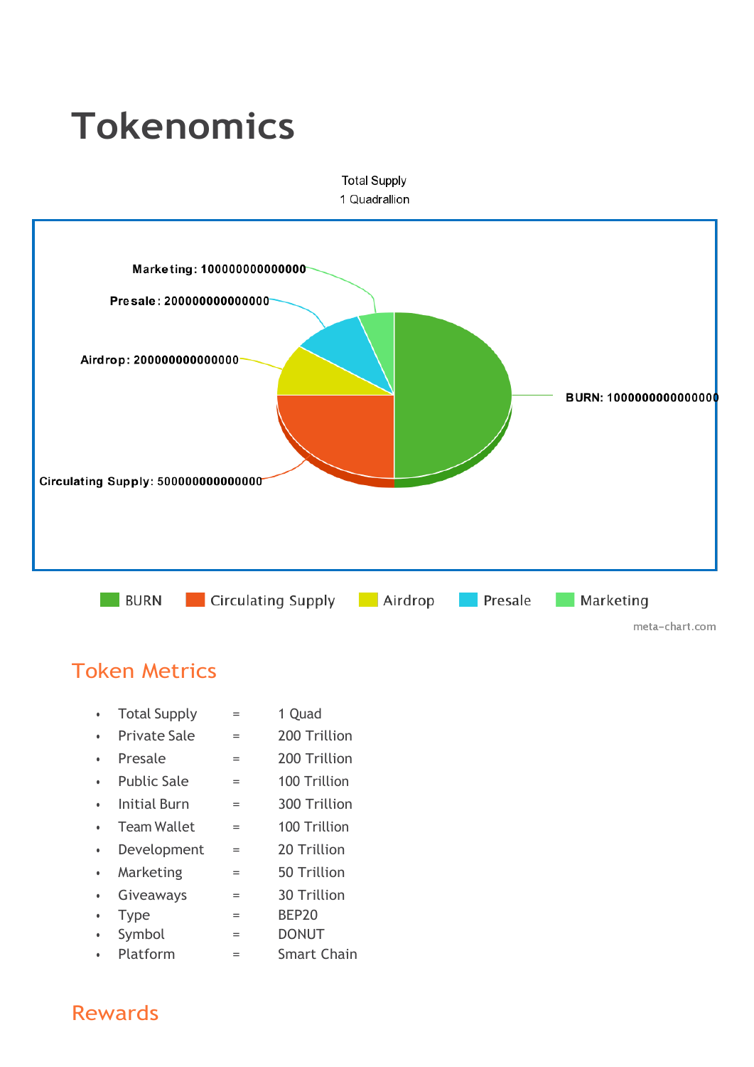# Tokenomics

Total Supply
1 Quadrallion

Marketing: 100000000000000

Presale: 200000000000000

Airdrop: 200000000000000

Circulating Supply: 500000000000000

BURN: 1000000000000000

BURN   Circulating Supply   Airdrop   Presale   Marketing

meta-chart.com

## Token Metrics

- Total Supply = 1 Quad
- Private Sale = 200 Trillion
- Presale = 200 Trillion
- Public Sale = 100 Trillion
- Initial Burn = 300 Trillion
- Team Wallet = 100 Trillion
- Development = 20 Trillion
- Marketing = 50 Trillion
- Giveaways = 30 Trillion
- Type = BEP20
- Symbol = DONUT
- Platform = Smart Chain

## Rewards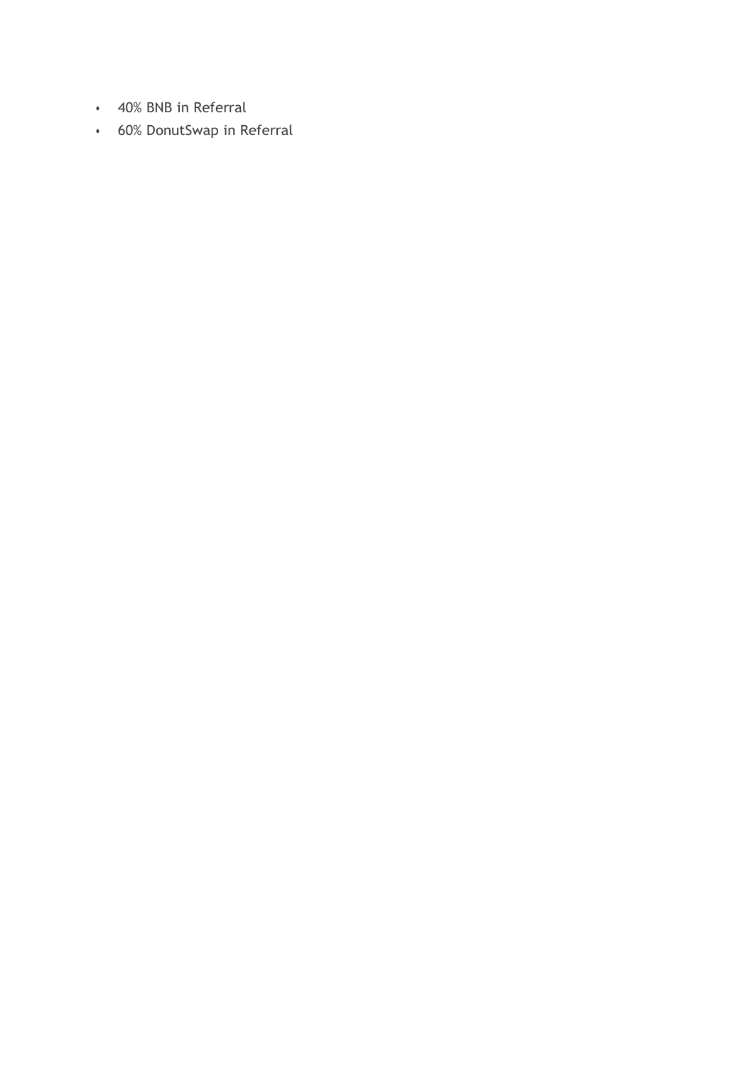- 40% BNB in Referral
- 60% DonutSwap in Referral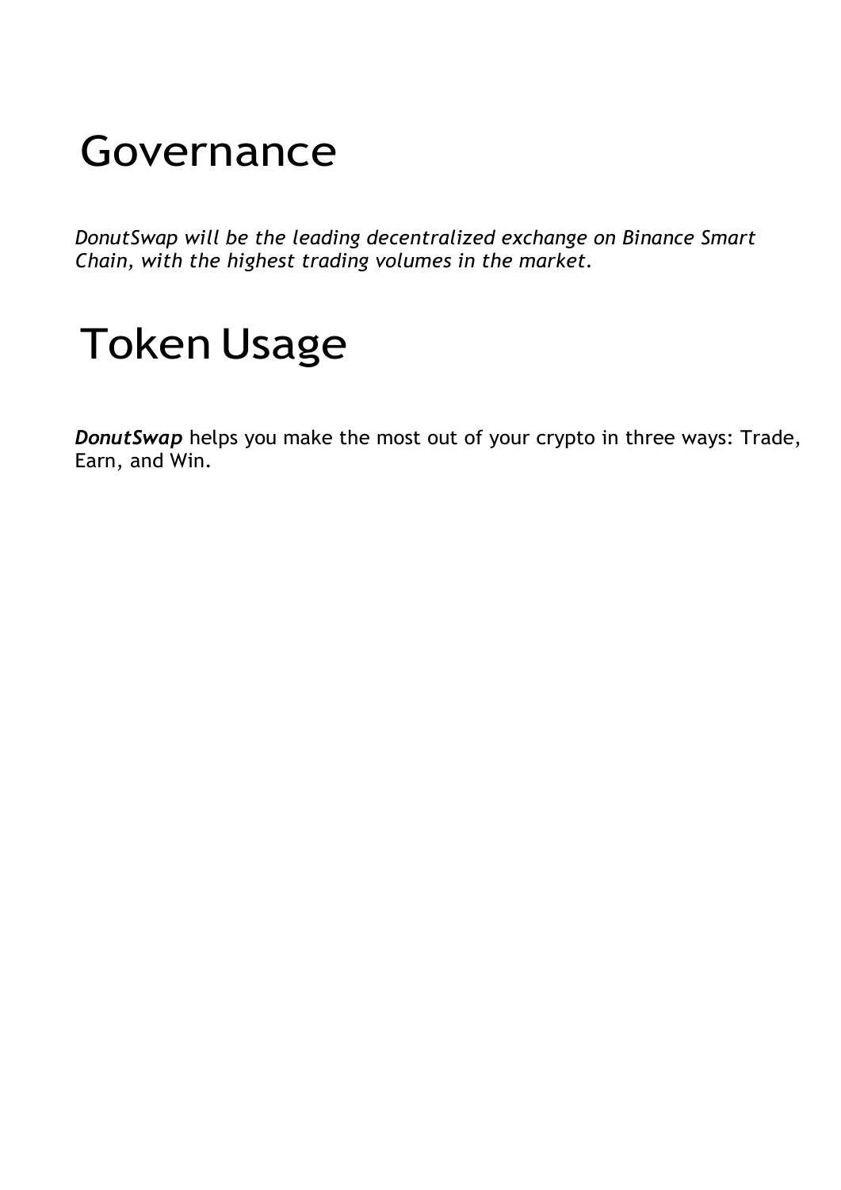# Governance

*DonutSwap will be the leading decentralized exchange on Binance Smart Chain, with the highest trading volumes in the market.*

# Token Usage

***DonutSwap*** helps you make the most out of your crypto in three ways: Trade, Earn, and Win.